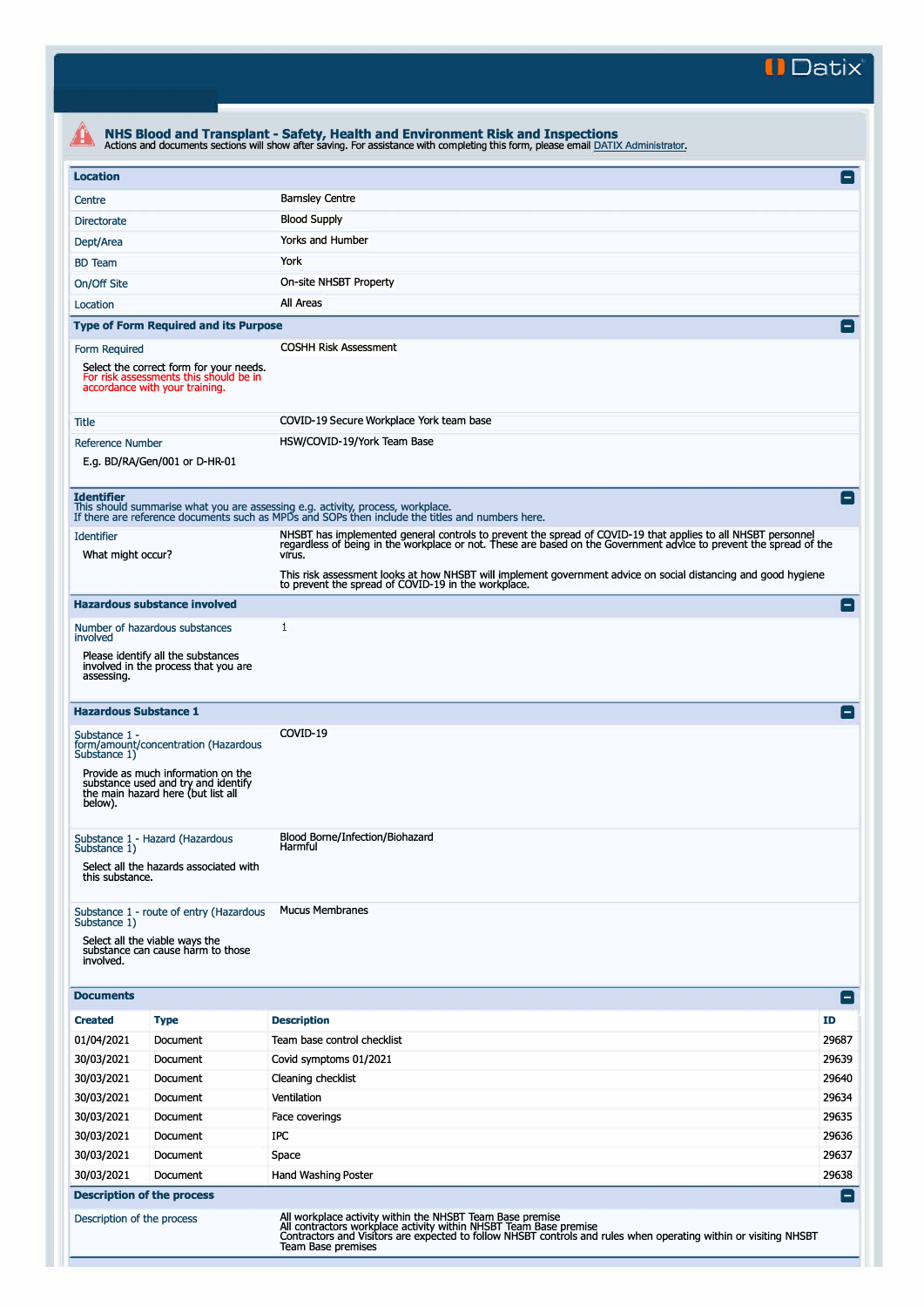# NHS Blood and Transplant - Safety, Health and Environment Risk and Inspections

Actions and documents sections will show after saving. For assistance with completing this form, please email DATIX Administrator.

## Location

| | |
|---|---|
| Centre | Barnsley Centre |
| Directorate | Blood Supply |
| Dept/Area | Yorks and Humber |
| BD Team | York |
| On/Off Site | On-site NHSBT Property |
| Location | All Areas |

## Type of Form Required and its Purpose

| | |
|---|---|
| Form Required<br><br>Select the correct form for your needs. For risk assessments this should be in accordance with your training. | COSHH Risk Assessment |
| Title | COVID-19 Secure Workplace York team base |
| Reference Number<br><br>E.g. BD/RA/Gen/001 or D-HR-01 | HSW/COVID-19/York Team Base |

## Identifier

This should summarise what you are assessing e.g. activity, process, workplace.
If there are reference documents such as MPDs and SOPs then include the titles and numbers here.

| | |
|---|---|
| Identifier<br><br>What might occur? | NHSBT has implemented general controls to prevent the spread of COVID-19 that applies to all NHSBT personnel regardless of being in the workplace or not. These are based on the Government advice to prevent the spread of the virus.<br><br>This risk assessment looks at how NHSBT will implement government advice on social distancing and good hygiene to prevent the spread of COVID-19 in the workplace. |

## Hazardous substance involved

| | |
|---|---|
| Number of hazardous substances involved<br><br>Please identify all the substances involved in the process that you are assessing. | 1 |

## Hazardous Substance 1

| | |
|---|---|
| Substance 1 - form/amount/concentration (Hazardous Substance 1)<br><br>Provide as much information on the substance used and try and identify the main hazard here (but list all below). | COVID-19 |
| Substance 1 - Hazard (Hazardous Substance 1)<br><br>Select all the hazards associated with this substance. | Blood Borne/Infection/Biohazard<br>Harmful |
| Substance 1 - route of entry (Hazardous Substance 1)<br><br>Select all the viable ways the substance can cause harm to those involved. | Mucus Membranes |

## Documents

| Created | Type | Description | ID |
|---|---|---|---|
| 01/04/2021 | Document | Team base control checklist | 29687 |
| 30/03/2021 | Document | Covid symptoms 01/2021 | 29639 |
| 30/03/2021 | Document | Cleaning checklist | 29640 |
| 30/03/2021 | Document | Ventilation | 29634 |
| 30/03/2021 | Document | Face coverings | 29635 |
| 30/03/2021 | Document | IPC | 29636 |
| 30/03/2021 | Document | Space | 29637 |
| 30/03/2021 | Document | Hand Washing Poster | 29638 |

## Description of the process

| | |
|---|---|
| Description of the process | All workplace activity within the NHSBT Team Base premise<br>All contractors workplace activity within NHSBT Team Base premise<br>Contractors and Visitors are expected to follow NHSBT controls and rules when operating within or visiting NHSBT Team Base premises |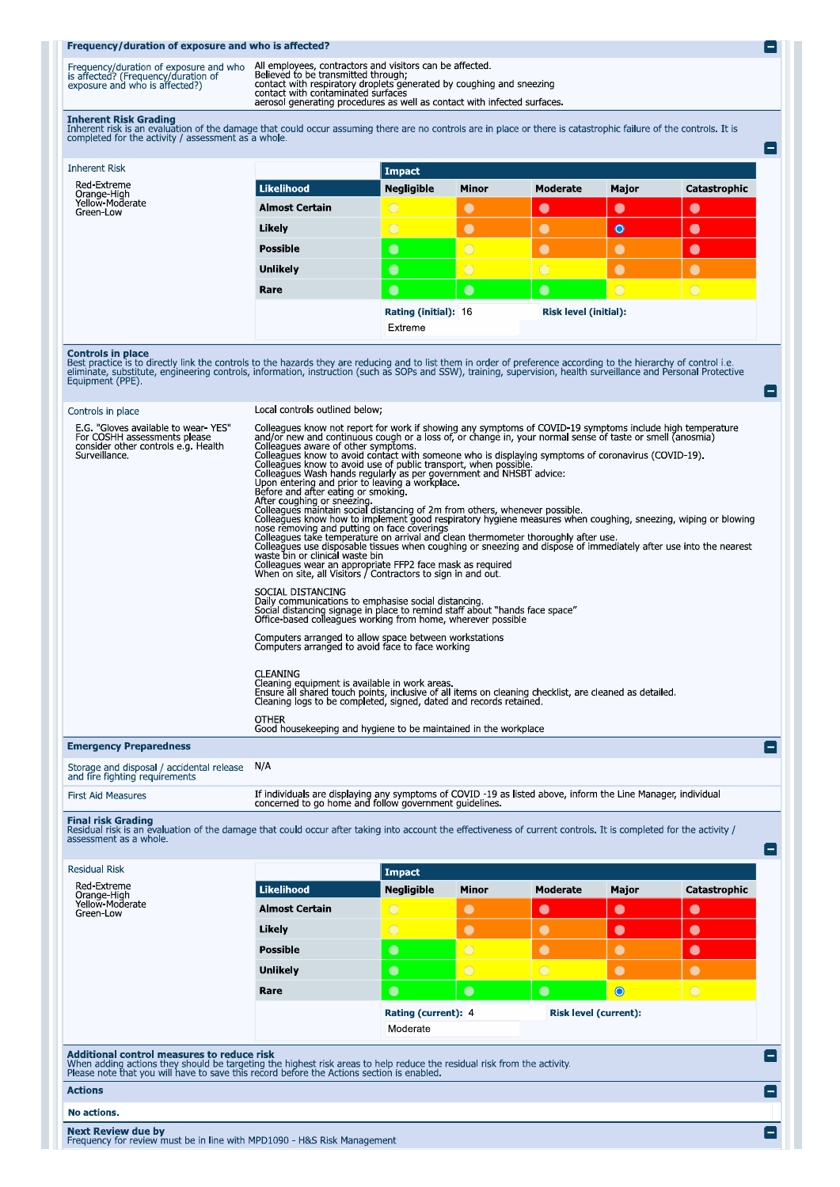## Frequency/duration of exposure and who is affected?

Frequency/duration of exposure and who is affected? (Frequency/duration of exposure and who is affected?)

All employees, contractors and visitors can be affected.
Believed to be transmitted through;
contact with respiratory droplets generated by coughing and sneezing
contact with contaminated surfaces
aerosol generating procedures as well as contact with infected surfaces.

## Inherent Risk Grading

Inherent risk is an evaluation of the damage that could occur assuming there are no controls are in place or there is catastrophic failure of the controls. It is completed for the activity / assessment as a whole.

Inherent Risk

Red-Extreme
Orange-High
Yellow-Moderate
Green-Low

| Likelihood | Impact: Negligible | Minor | Moderate | Major | Catastrophic |
|---|---|---|---|---|---|
| Almost Certain | Yellow | Orange | Red | Red | Red |
| Likely | Yellow | Orange | Orange | Red (selected) | Red |
| Possible | Green | Yellow | Orange | Orange | Red |
| Unlikely | Green | Yellow | Yellow | Orange | Orange |
| Rare | Green | Green | Green | Yellow | Yellow |

**Rating (initial):** 16 **Risk level (initial):** Extreme

## Controls in place

Best practice is to directly link the controls to the hazards they are reducing and to list them in order of preference according to the hierarchy of control i.e. eliminate, substitute, engineering controls, information, instruction (such as SOPs and SSW), training, supervision, health surveillance and Personal Protective Equipment (PPE).

Controls in place

E.G. "Gloves available to wear- YES" For COSHH assessments please consider other controls e.g. Health Surveillance.

Local controls outlined below;

Colleagues know not report for work if showing any symptoms of COVID-19 symptoms include high temperature and/or new and continuous cough or a loss of, or change in, your normal sense of taste or smell (anosmia)
Colleagues aware of other symptoms.
Colleagues know to avoid contact with someone who is displaying symptoms of coronavirus (COVID-19).
Colleagues know to avoid use of public transport, when possible.
Colleagues Wash hands regularly as per government and NHSBT advice:
Upon entering and prior to leaving a workplace.
Before and after eating or smoking.
After coughing or sneezing.
Colleagues maintain social distancing of 2m from others, whenever possible.
Colleagues know how to implement good respiratory hygiene measures when coughing, sneezing, wiping or blowing nose removing and putting on face coverings
Colleagues take temperature on arrival and clean thermometer thoroughly after use.
Colleagues use disposable tissues when coughing or sneezing and dispose of immediately after use into the nearest waste bin or clinical waste bin
Colleagues wear an appropriate FFP2 face mask as required
When on site, all Visitors / Contractors to sign in and out.

SOCIAL DISTANCING
Daily communications to emphasise social distancing.
Social distancing signage in place to remind staff about "hands face space"
Office-based colleagues working from home, wherever possible

Computers arranged to allow space between workstations
Computers arranged to avoid face to face working

CLEANING
Cleaning equipment is available in work areas.
Ensure all shared touch points, inclusive of all items on cleaning checklist, are cleaned as detailed.
Cleaning logs to be completed, signed, dated and records retained.

OTHER
Good housekeeping and hygiene to be maintained in the workplace

## Emergency Preparedness

Storage and disposal / accidental release and fire fighting requirements: N/A

First Aid Measures: If individuals are displaying any symptoms of COVID -19 as listed above, inform the Line Manager, individual concerned to go home and follow government guidelines.

## Final risk Grading

Residual risk is an evaluation of the damage that could occur after taking into account the effectiveness of current controls. It is completed for the activity / assessment as a whole.

Residual Risk

Red-Extreme
Orange-High
Yellow-Moderate
Green-Low

| Likelihood | Impact: Negligible | Minor | Moderate | Major | Catastrophic |
|---|---|---|---|---|---|
| Almost Certain | Yellow | Orange | Red | Red | Red |
| Likely | Yellow | Orange | Orange | Red | Red |
| Possible | Green | Yellow | Orange | Orange | Red |
| Unlikely | Green | Yellow | Yellow | Orange | Orange |
| Rare | Green | Green | Green | Yellow (selected) | Yellow |

**Rating (current):** 4 **Risk level (current):** Moderate

## Additional control measures to reduce risk

When adding actions they should be targeting the highest risk areas to help reduce the residual risk from the activity.
Please note that you will have to save this record before the Actions section is enabled.

## Actions

**No actions.**

## Next Review due by

Frequency for review must be in line with MPD1090 - H&S Risk Management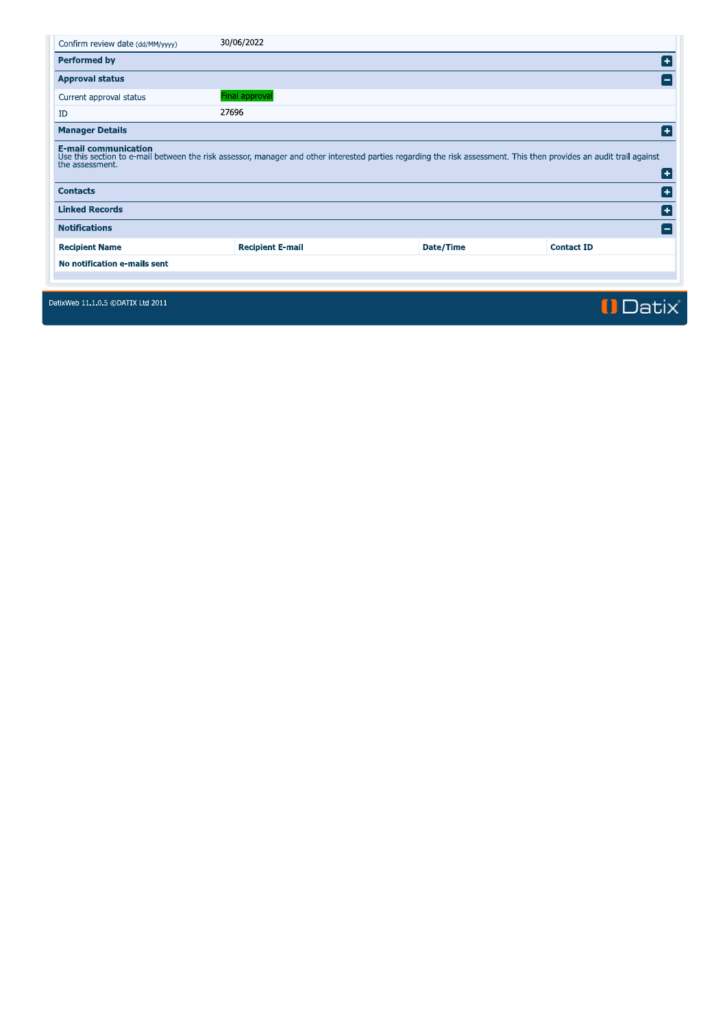| | |
|---|---|
| Confirm review date (dd/MM/yyyy) | 30/06/2022 |

**Performed by**

**Approval status**

| | |
|---|---|
| Current approval status | Final approval |
| ID | 27696 |

**Manager Details**

**E-mail communication**

Use this section to e-mail between the risk assessor, manager and other interested parties regarding the risk assessment. This then provides an audit trail against the assessment.

**Contacts**

**Linked Records**

**Notifications**

| Recipient Name | Recipient E-mail | Date/Time | Contact ID |
|---|---|---|---|
| **No notification e-mails sent** | | | |

DatixWeb 11.1.0.5 ©DATIX Ltd 2011

Datix